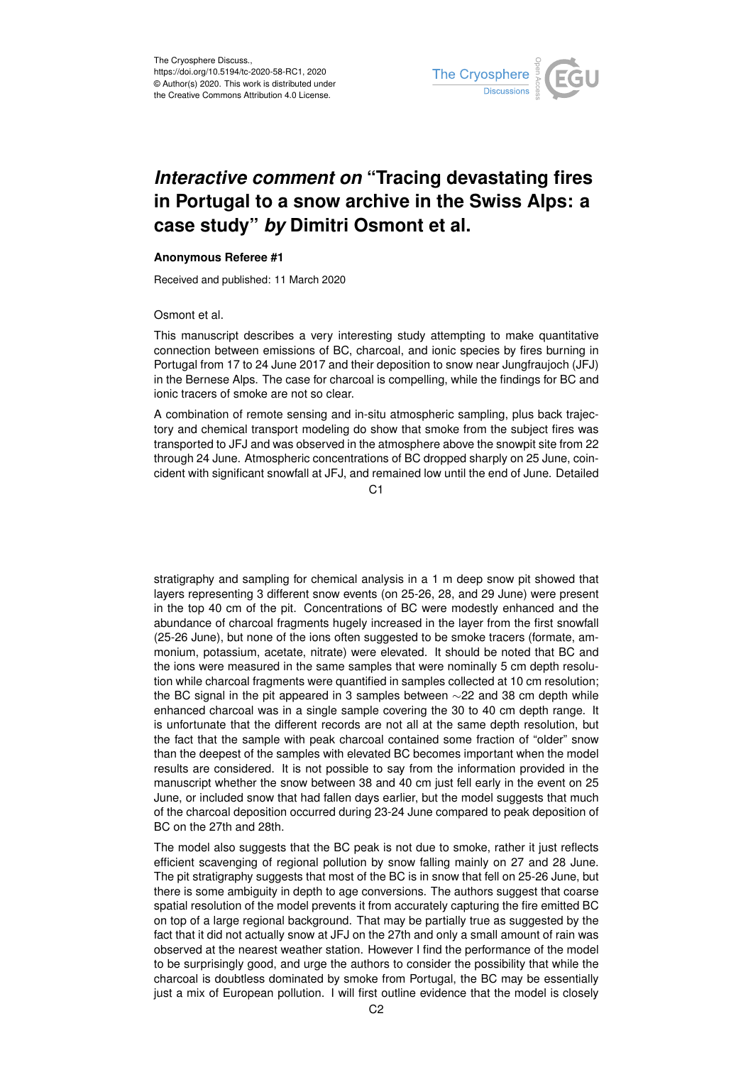The Cryosphere Discuss.,
https://doi.org/10.5194/tc-2020-58-RC1, 2020
© Author(s) 2020. This work is distributed under
the Creative Commons Attribution 4.0 License.

# *Interactive comment on* "Tracing devastating fires in Portugal to a snow archive in the Swiss Alps: a case study" *by* Dimitri Osmont et al.

**Anonymous Referee #1**

Received and published: 11 March 2020

Osmont et al.

This manuscript describes a very interesting study attempting to make quantitative connection between emissions of BC, charcoal, and ionic species by fires burning in Portugal from 17 to 24 June 2017 and their deposition to snow near Jungfraujoch (JFJ) in the Bernese Alps. The case for charcoal is compelling, while the findings for BC and ionic tracers of smoke are not so clear.

A combination of remote sensing and in-situ atmospheric sampling, plus back trajectory and chemical transport modeling do show that smoke from the subject fires was transported to JFJ and was observed in the atmosphere above the snowpit site from 22 through 24 June. Atmospheric concentrations of BC dropped sharply on 25 June, coincident with significant snowfall at JFJ, and remained low until the end of June. Detailed stratigraphy and sampling for chemical analysis in a 1 m deep snow pit showed that layers representing 3 different snow events (on 25-26, 28, and 29 June) were present in the top 40 cm of the pit. Concentrations of BC were modestly enhanced and the abundance of charcoal fragments hugely increased in the layer from the first snowfall (25-26 June), but none of the ions often suggested to be smoke tracers (formate, ammonium, potassium, acetate, nitrate) were elevated. It should be noted that BC and the ions were measured in the same samples that were nominally 5 cm depth resolution while charcoal fragments were quantified in samples collected at 10 cm resolution; the BC signal in the pit appeared in 3 samples between ∼22 and 38 cm depth while enhanced charcoal was in a single sample covering the 30 to 40 cm depth range. It is unfortunate that the different records are not all at the same depth resolution, but the fact that the sample with peak charcoal contained some fraction of "older" snow than the deepest of the samples with elevated BC becomes important when the model results are considered. It is not possible to say from the information provided in the manuscript whether the snow between 38 and 40 cm just fell early in the event on 25 June, or included snow that had fallen days earlier, but the model suggests that much of the charcoal deposition occurred during 23-24 June compared to peak deposition of BC on the 27th and 28th.

The model also suggests that the BC peak is not due to smoke, rather it just reflects efficient scavenging of regional pollution by snow falling mainly on 27 and 28 June. The pit stratigraphy suggests that most of the BC is in snow that fell on 25-26 June, but there is some ambiguity in depth to age conversions. The authors suggest that coarse spatial resolution of the model prevents it from accurately capturing the fire emitted BC on top of a large regional background. That may be partially true as suggested by the fact that it did not actually snow at JFJ on the 27th and only a small amount of rain was observed at the nearest weather station. However I find the performance of the model to be surprisingly good, and urge the authors to consider the possibility that while the charcoal is doubtless dominated by smoke from Portugal, the BC may be essentially just a mix of European pollution. I will first outline evidence that the model is closely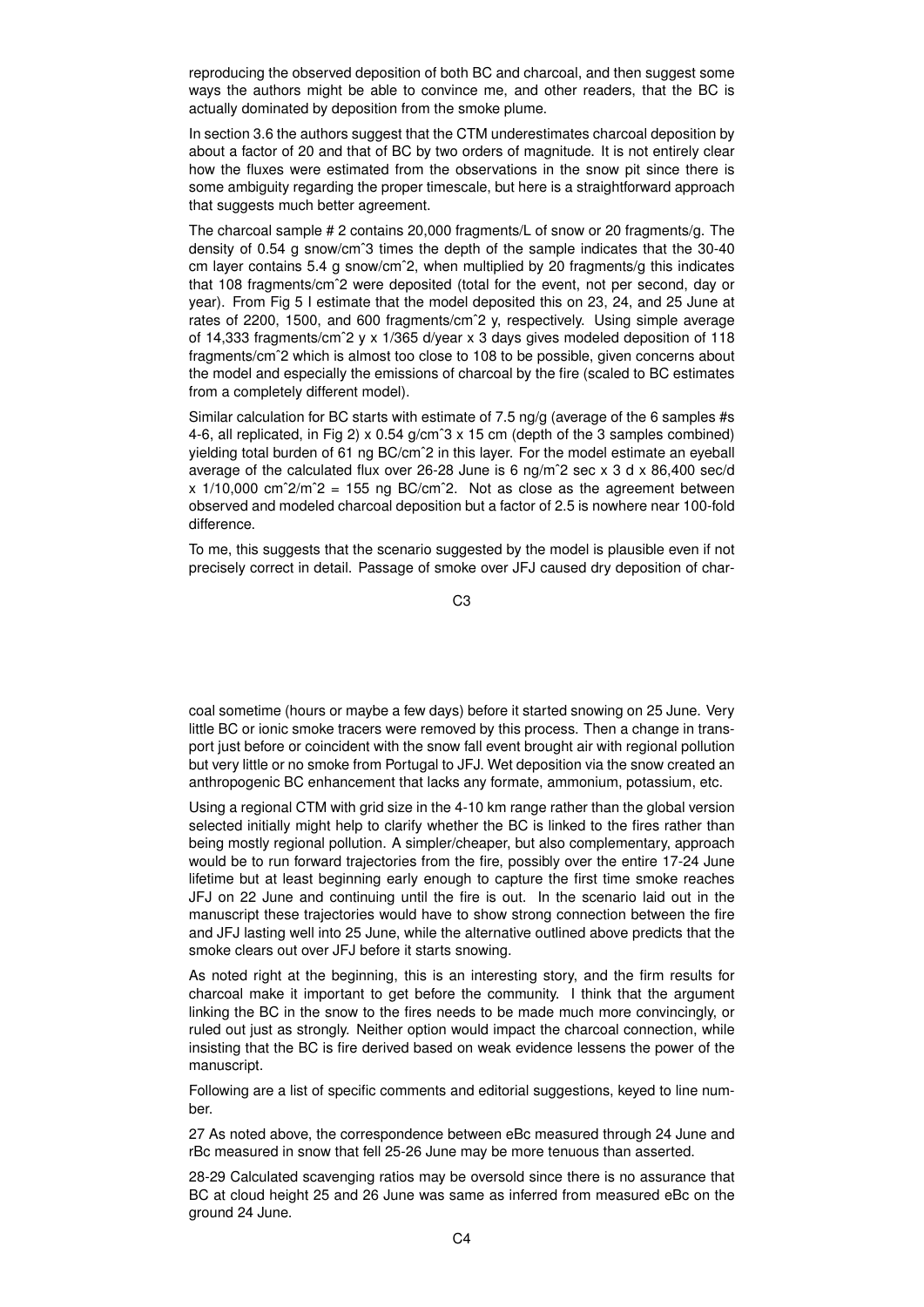reproducing the observed deposition of both BC and charcoal, and then suggest some ways the authors might be able to convince me, and other readers, that the BC is actually dominated by deposition from the smoke plume.

In section 3.6 the authors suggest that the CTM underestimates charcoal deposition by about a factor of 20 and that of BC by two orders of magnitude. It is not entirely clear how the fluxes were estimated from the observations in the snow pit since there is some ambiguity regarding the proper timescale, but here is a straightforward approach that suggests much better agreement.

The charcoal sample # 2 contains 20,000 fragments/L of snow or 20 fragments/g. The density of 0.54 g snow/cm^3 times the depth of the sample indicates that the 30-40 cm layer contains 5.4 g snow/cm^2, when multiplied by 20 fragments/g this indicates that 108 fragments/cm^2 were deposited (total for the event, not per second, day or year). From Fig 5 I estimate that the model deposited this on 23, 24, and 25 June at rates of 2200, 1500, and 600 fragments/cm^2 y, respectively. Using simple average of 14,333 fragments/cm^2 y x 1/365 d/year x 3 days gives modeled deposition of 118 fragments/cm^2 which is almost too close to 108 to be possible, given concerns about the model and especially the emissions of charcoal by the fire (scaled to BC estimates from a completely different model).

Similar calculation for BC starts with estimate of 7.5 ng/g (average of the 6 samples #s 4-6, all replicated, in Fig 2) x 0.54 g/cm^3 x 15 cm (depth of the 3 samples combined) yielding total burden of 61 ng BC/cm^2 in this layer. For the model estimate an eyeball average of the calculated flux over 26-28 June is 6 ng/m^2 sec x 3 d x 86,400 sec/d x 1/10,000 cm^2/m^2 = 155 ng BC/cm^2. Not as close as the agreement between observed and modeled charcoal deposition but a factor of 2.5 is nowhere near 100-fold difference.

To me, this suggests that the scenario suggested by the model is plausible even if not precisely correct in detail. Passage of smoke over JFJ caused dry deposition of charcoal sometime (hours or maybe a few days) before it started snowing on 25 June. Very little BC or ionic smoke tracers were removed by this process. Then a change in transport just before or coincident with the snow fall event brought air with regional pollution but very little or no smoke from Portugal to JFJ. Wet deposition via the snow created an anthropogenic BC enhancement that lacks any formate, ammonium, potassium, etc.

Using a regional CTM with grid size in the 4-10 km range rather than the global version selected initially might help to clarify whether the BC is linked to the fires rather than being mostly regional pollution. A simpler/cheaper, but also complementary, approach would be to run forward trajectories from the fire, possibly over the entire 17-24 June lifetime but at least beginning early enough to capture the first time smoke reaches JFJ on 22 June and continuing until the fire is out. In the scenario laid out in the manuscript these trajectories would have to show strong connection between the fire and JFJ lasting well into 25 June, while the alternative outlined above predicts that the smoke clears out over JFJ before it starts snowing.

As noted right at the beginning, this is an interesting story, and the firm results for charcoal make it important to get before the community. I think that the argument linking the BC in the snow to the fires needs to be made much more convincingly, or ruled out just as strongly. Neither option would impact the charcoal connection, while insisting that the BC is fire derived based on weak evidence lessens the power of the manuscript.

Following are a list of specific comments and editorial suggestions, keyed to line number.

27 As noted above, the correspondence between eBc measured through 24 June and rBc measured in snow that fell 25-26 June may be more tenuous than asserted.

28-29 Calculated scavenging ratios may be oversold since there is no assurance that BC at cloud height 25 and 26 June was same as inferred from measured eBc on the ground 24 June.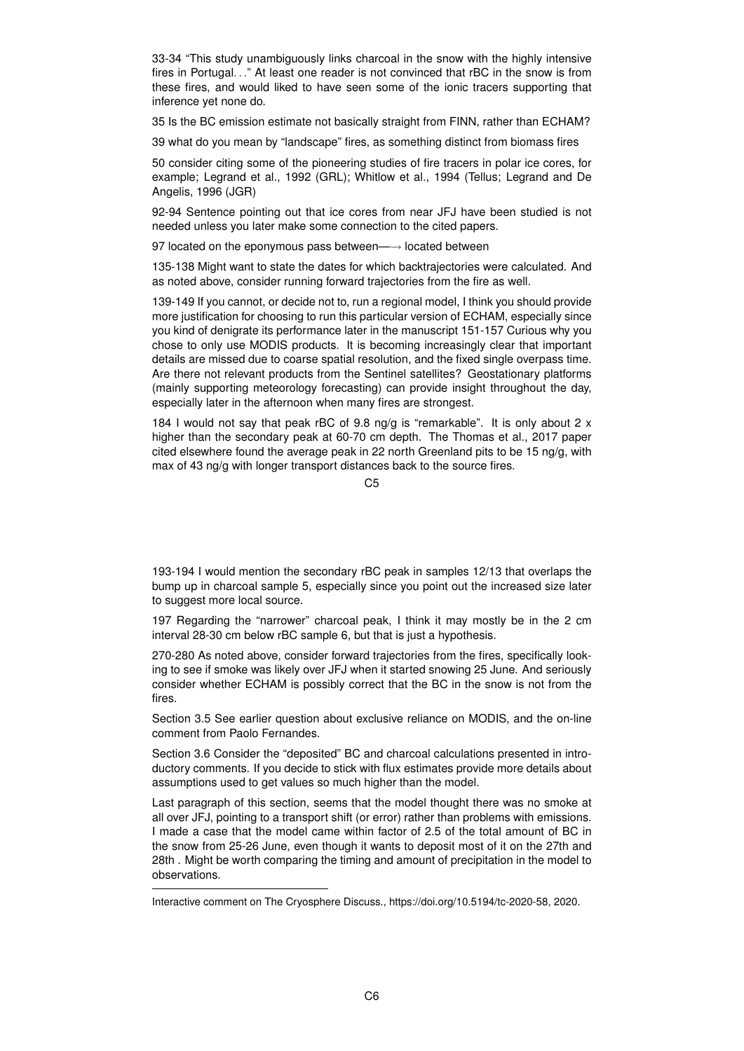33-34 "This study unambiguously links charcoal in the snow with the highly intensive fires in Portugal. . ." At least one reader is not convinced that rBC in the snow is from these fires, and would liked to have seen some of the ionic tracers supporting that inference yet none do.

35 Is the BC emission estimate not basically straight from FINN, rather than ECHAM?

39 what do you mean by "landscape" fires, as something distinct from biomass fires

50 consider citing some of the pioneering studies of fire tracers in polar ice cores, for example; Legrand et al., 1992 (GRL); Whitlow et al., 1994 (Tellus; Legrand and De Angelis, 1996 (JGR)

92-94 Sentence pointing out that ice cores from near JFJ have been studied is not needed unless you later make some connection to the cited papers.

97 located on the eponymous pass between—→ located between

135-138 Might want to state the dates for which backtrajectories were calculated. And as noted above, consider running forward trajectories from the fire as well.

139-149 If you cannot, or decide not to, run a regional model, I think you should provide more justification for choosing to run this particular version of ECHAM, especially since you kind of denigrate its performance later in the manuscript 151-157 Curious why you chose to only use MODIS products. It is becoming increasingly clear that important details are missed due to coarse spatial resolution, and the fixed single overpass time. Are there not relevant products from the Sentinel satellites? Geostationary platforms (mainly supporting meteorology forecasting) can provide insight throughout the day, especially later in the afternoon when many fires are strongest.

184 I would not say that peak rBC of 9.8 ng/g is "remarkable". It is only about 2 x higher than the secondary peak at 60-70 cm depth. The Thomas et al., 2017 paper cited elsewhere found the average peak in 22 north Greenland pits to be 15 ng/g, with max of 43 ng/g with longer transport distances back to the source fires.

193-194 I would mention the secondary rBC peak in samples 12/13 that overlaps the bump up in charcoal sample 5, especially since you point out the increased size later to suggest more local source.

197 Regarding the "narrower" charcoal peak, I think it may mostly be in the 2 cm interval 28-30 cm below rBC sample 6, but that is just a hypothesis.

270-280 As noted above, consider forward trajectories from the fires, specifically looking to see if smoke was likely over JFJ when it started snowing 25 June. And seriously consider whether ECHAM is possibly correct that the BC in the snow is not from the fires.

Section 3.5 See earlier question about exclusive reliance on MODIS, and the on-line comment from Paolo Fernandes.

Section 3.6 Consider the "deposited" BC and charcoal calculations presented in introductory comments. If you decide to stick with flux estimates provide more details about assumptions used to get values so much higher than the model.

Last paragraph of this section, seems that the model thought there was no smoke at all over JFJ, pointing to a transport shift (or error) rather than problems with emissions. I made a case that the model came within factor of 2.5 of the total amount of BC in the snow from 25-26 June, even though it wants to deposit most of it on the 27th and 28th . Might be worth comparing the timing and amount of precipitation in the model to observations.

---

Interactive comment on The Cryosphere Discuss., https://doi.org/10.5194/tc-2020-58, 2020.